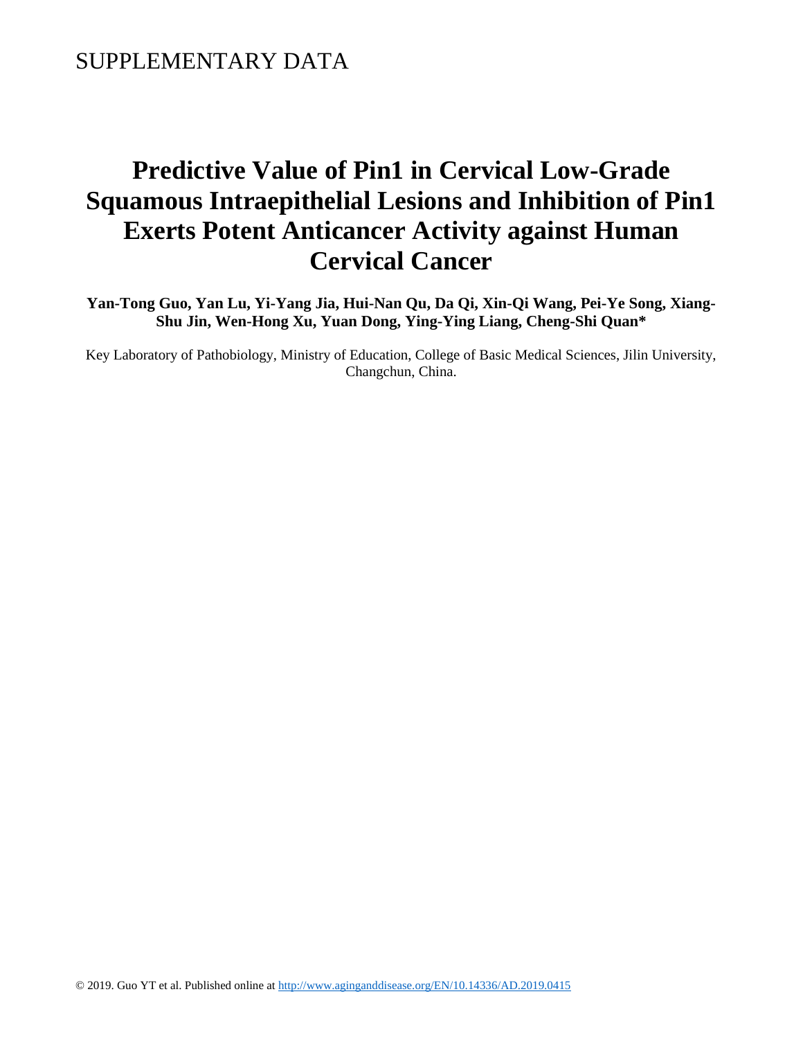SUPPLEMENTARY DATA

# Predictive Value of Pin1 in Cervical Low-Grade Squamous Intraepithelial Lesions and Inhibition of Pin1 Exerts Potent Anticancer Activity against Human Cervical Cancer

**Yan-Tong Guo, Yan Lu, Yi-Yang Jia, Hui-Nan Qu, Da Qi, Xin-Qi Wang, Pei-Ye Song, Xiang-Shu Jin, Wen-Hong Xu, Yuan Dong, Ying-Ying Liang, Cheng-Shi Quan***

Key Laboratory of Pathobiology, Ministry of Education, College of Basic Medical Sciences, Jilin University, Changchun, China.

© 2019. Guo YT et al. Published online at http://www.aginganddisease.org/EN/10.14336/AD.2019.0415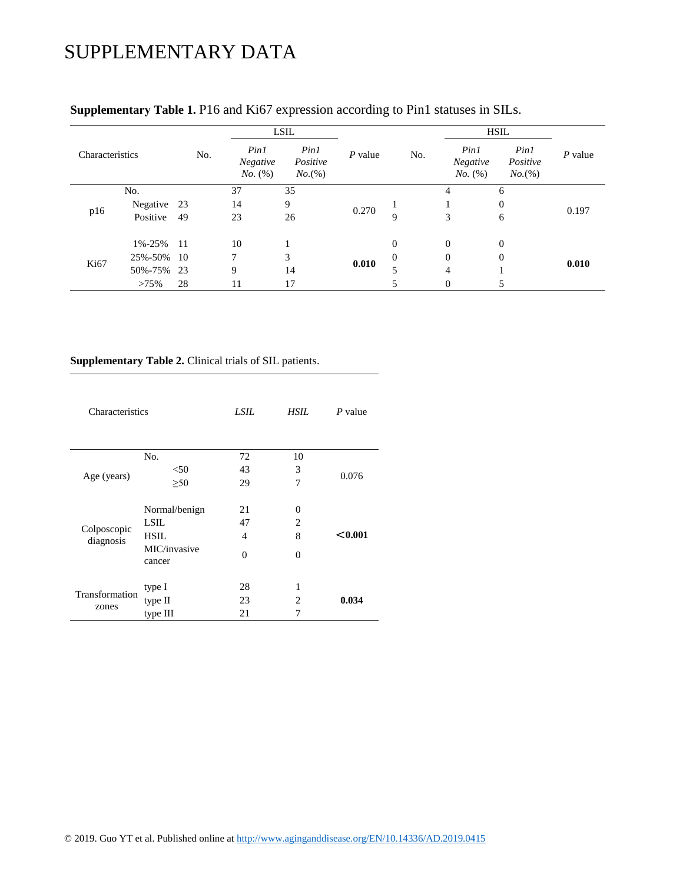# SUPPLEMENTARY DATA

**Supplementary Table 1.** P16 and Ki67 expression according to Pin1 statuses in SILs.

| Characteristics | | No. | LSIL *Pin1 Negative No.* (%) | LSIL *Pin1 Positive No.*(%) | *P* value | No. | HSIL *Pin1 Negative No.* (%) | HSIL *Pin1 Positive No.*(%) | *P* value |
|---|---|---|---|---|---|---|---|---|---|
| No. | | | 37 | 35 | | | 4 | 6 | |
| p16 | Negative | 23 | 14 | 9 | 0.270 | 1 | 1 | 0 | 0.197 |
| | Positive | 49 | 23 | 26 | | 9 | 3 | 6 | |
| Ki67 | 1%-25% | 11 | 10 | 1 | **0.010** | 0 | 0 | 0 | **0.010** |
| | 25%-50% | 10 | 7 | 3 | | 0 | 0 | 0 | |
| | 50%-75% | 23 | 9 | 14 | | 5 | 4 | 1 | |
| | >75% | 28 | 11 | 17 | | 5 | 0 | 5 | |

**Supplementary Table 2.** Clinical trials of SIL patients.

| Characteristics | | *LSIL* | *HSIL* | *P* value |
|---|---|---|---|---|
| Age (years) | No. | 72 | 10 | 0.076 |
| | <50 | 43 | 3 | |
| | ≥50 | 29 | 7 | |
| Colposcopic diagnosis | Normal/benign | 21 | 0 | **<0.001** |
| | LSIL | 47 | 2 | |
| | HSIL | 4 | 8 | |
| | MIC/invasive cancer | 0 | 0 | |
| Transformation zones | type I | 28 | 1 | **0.034** |
| | type II | 23 | 2 | |
| | type III | 21 | 7 | |

© 2019. Guo YT et al. Published online at http://www.aginganddisease.org/EN/10.14336/AD.2019.0415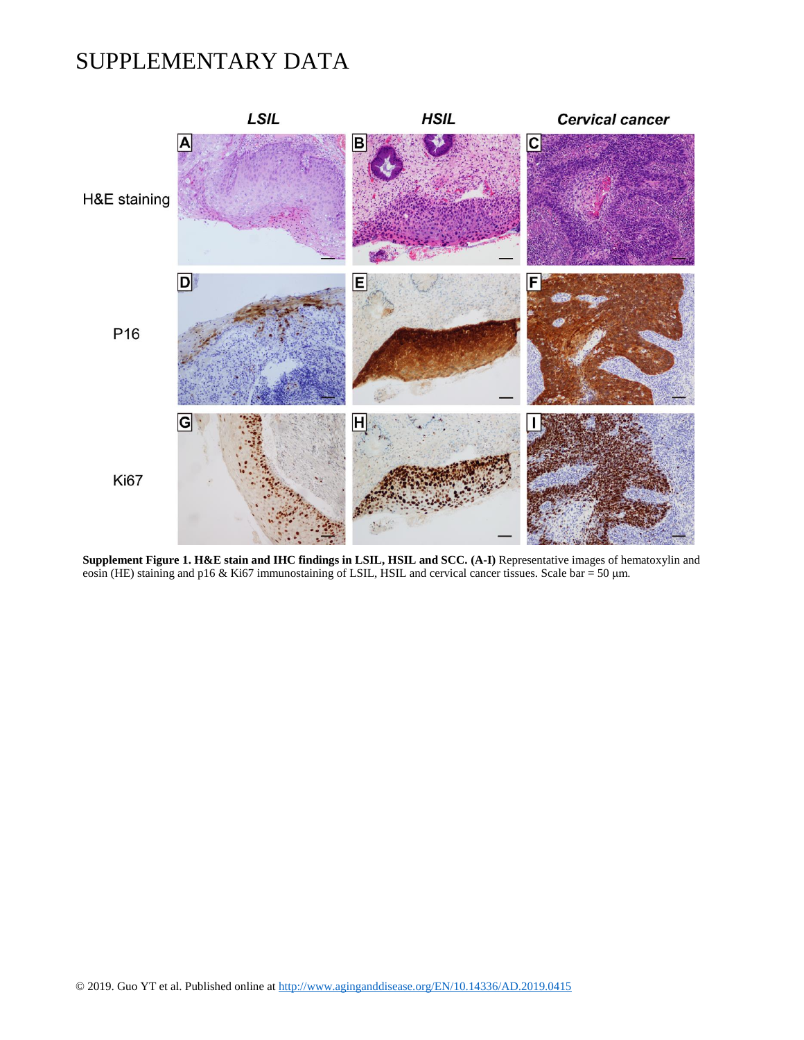# SUPPLEMENTARY DATA

LSIL

HSIL

Cervical cancer

H&E staining

P16

Ki67

A B C D E F G H I

**Supplement Figure 1. H&E stain and IHC findings in LSIL, HSIL and SCC. (A-I)** Representative images of hematoxylin and eosin (HE) staining and p16 & Ki67 immunostaining of LSIL, HSIL and cervical cancer tissues. Scale bar = 50 μm.

© 2019. Guo YT et al. Published online at http://www.aginganddisease.org/EN/10.14336/AD.2019.0415